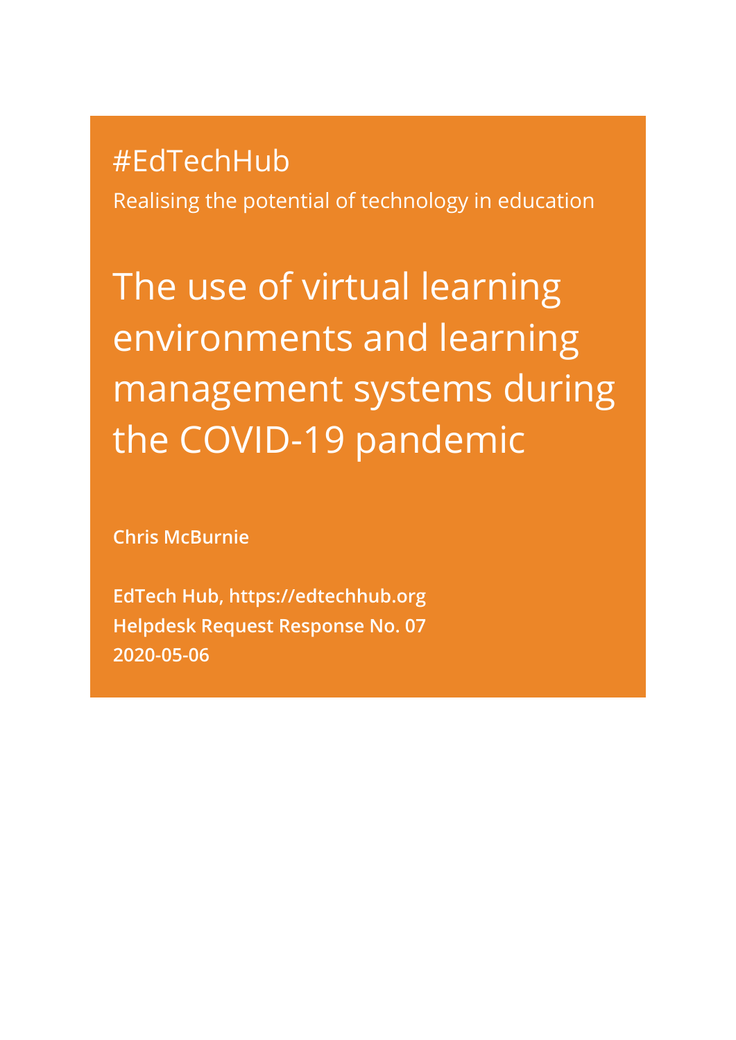#EdTechHub

Realising the potential of technology in education

# The use of virtual learning environments and learning management systems during the COVID-19 pandemic

**Chris McBurnie**

**EdTech Hub, https://edtechhub.org**
**Helpdesk Request Response No. 07**
**2020-05-06**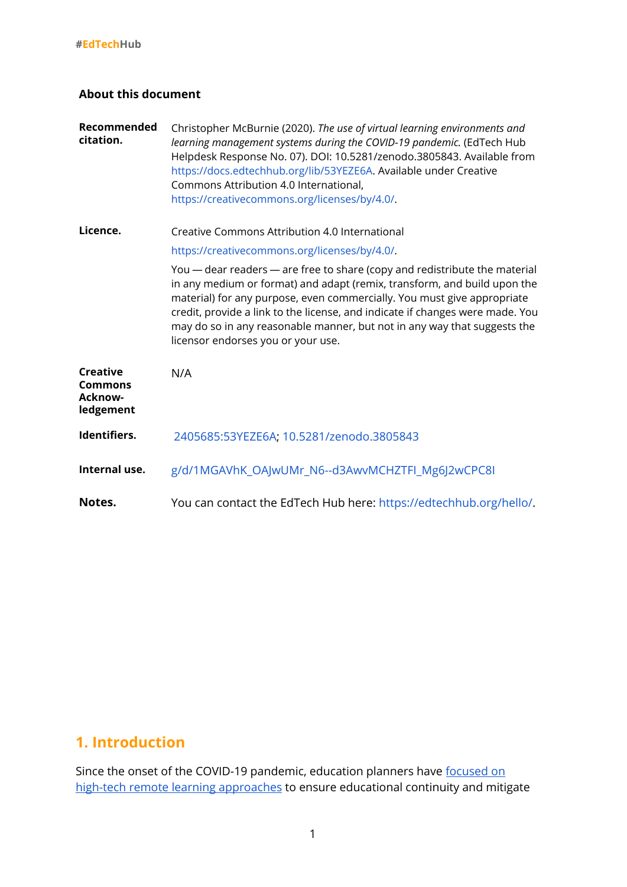## About this document

| | |
|---|---|
| **Recommended citation.** | Christopher McBurnie (2020). *The use of virtual learning environments and learning management systems during the COVID-19 pandemic.* (EdTech Hub Helpdesk Response No. 07). DOI: 10.5281/zenodo.3805843. Available from https://docs.edtechhub.org/lib/53YEZE6A. Available under Creative Commons Attribution 4.0 International, https://creativecommons.org/licenses/by/4.0/. |
| **Licence.** | Creative Commons Attribution 4.0 International<br>https://creativecommons.org/licenses/by/4.0/.<br>You — dear readers — are free to share (copy and redistribute the material in any medium or format) and adapt (remix, transform, and build upon the material) for any purpose, even commercially. You must give appropriate credit, provide a link to the license, and indicate if changes were made. You may do so in any reasonable manner, but not in any way that suggests the licensor endorses you or your use. |
| **Creative Commons Acknow-ledgement** | N/A |
| **Identifiers.** | 2405685:53YEZE6A; 10.5281/zenodo.3805843 |
| **Internal use.** | g/d/1MGAVhK_OAJwUMr_N6--d3AwvMCHZTFI_Mg6J2wCPC8I |
| **Notes.** | You can contact the EdTech Hub here: https://edtechhub.org/hello/. |

## 1. Introduction

Since the onset of the COVID-19 pandemic, education planners have focused on high-tech remote learning approaches to ensure educational continuity and mitigate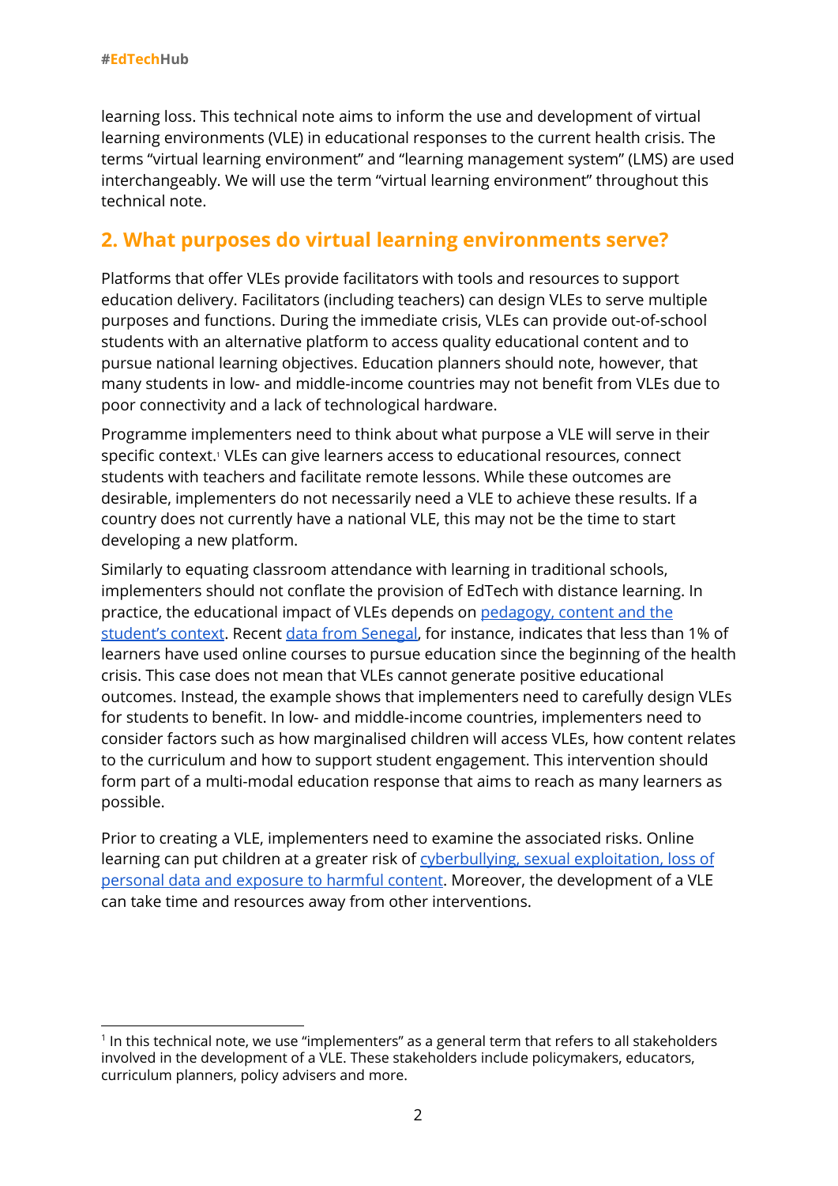learning loss. This technical note aims to inform the use and development of virtual learning environments (VLE) in educational responses to the current health crisis. The terms "virtual learning environment" and "learning management system" (LMS) are used interchangeably. We will use the term "virtual learning environment" throughout this technical note.

## 2. What purposes do virtual learning environments serve?

Platforms that offer VLEs provide facilitators with tools and resources to support education delivery. Facilitators (including teachers) can design VLEs to serve multiple purposes and functions. During the immediate crisis, VLEs can provide out-of-school students with an alternative platform to access quality educational content and to pursue national learning objectives. Education planners should note, however, that many students in low- and middle-income countries may not benefit from VLEs due to poor connectivity and a lack of technological hardware.

Programme implementers need to think about what purpose a VLE will serve in their specific context.[1] VLEs can give learners access to educational resources, connect students with teachers and facilitate remote lessons. While these outcomes are desirable, implementers do not necessarily need a VLE to achieve these results. If a country does not currently have a national VLE, this may not be the time to start developing a new platform.

Similarly to equating classroom attendance with learning in traditional schools, implementers should not conflate the provision of EdTech with distance learning. In practice, the educational impact of VLEs depends on pedagogy, content and the student's context. Recent data from Senegal, for instance, indicates that less than 1% of learners have used online courses to pursue education since the beginning of the health crisis. This case does not mean that VLEs cannot generate positive educational outcomes. Instead, the example shows that implementers need to carefully design VLEs for students to benefit. In low- and middle-income countries, implementers need to consider factors such as how marginalised children will access VLEs, how content relates to the curriculum and how to support student engagement. This intervention should form part of a multi-modal education response that aims to reach as many learners as possible.

Prior to creating a VLE, implementers need to examine the associated risks. Online learning can put children at a greater risk of cyberbullying, sexual exploitation, loss of personal data and exposure to harmful content. Moreover, the development of a VLE can take time and resources away from other interventions.

[1] In this technical note, we use "implementers" as a general term that refers to all stakeholders involved in the development of a VLE. These stakeholders include policymakers, educators, curriculum planners, policy advisers and more.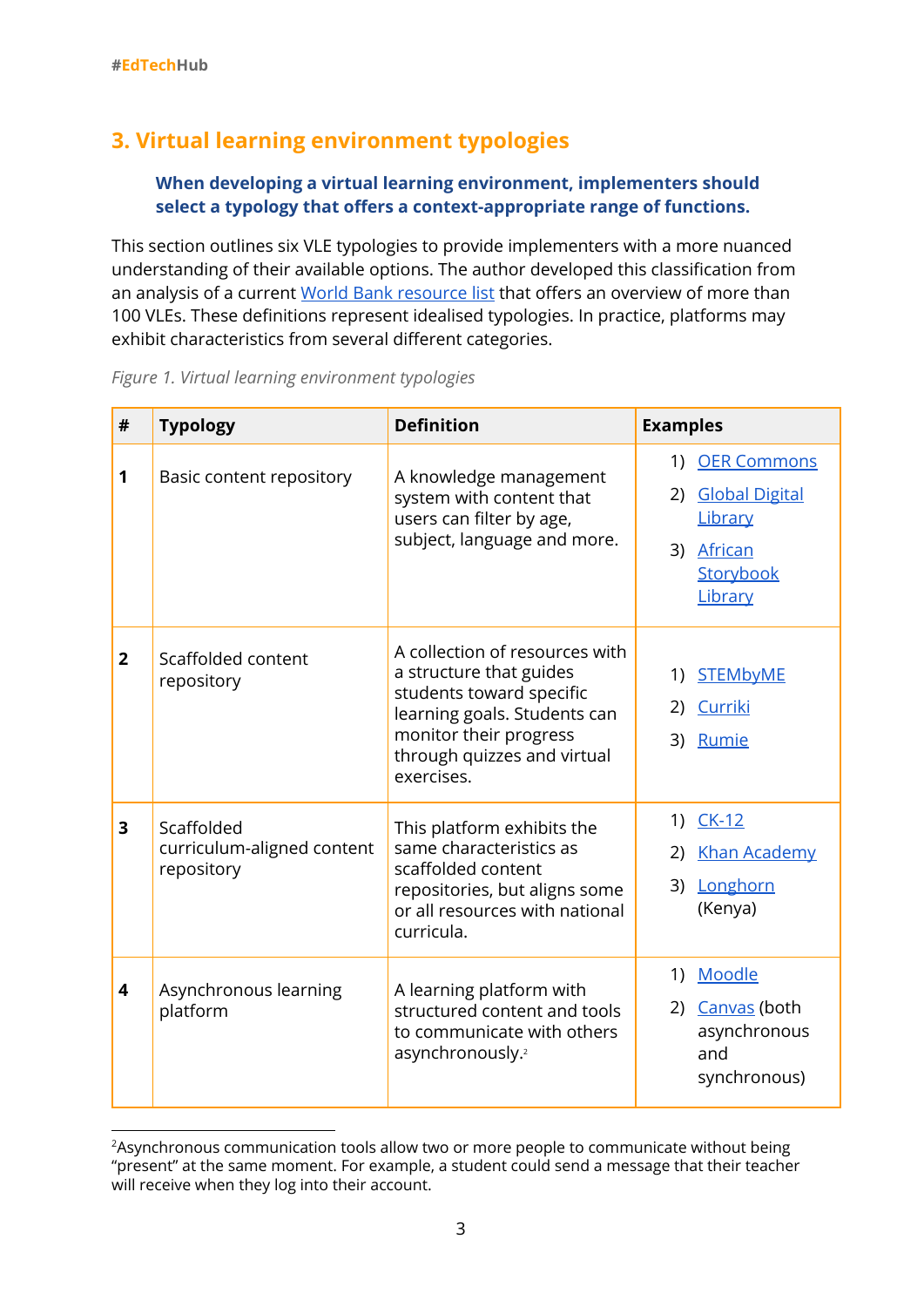## 3. Virtual learning environment typologies

**When developing a virtual learning environment, implementers should select a typology that offers a context-appropriate range of functions.**

This section outlines six VLE typologies to provide implementers with a more nuanced understanding of their available options. The author developed this classification from an analysis of a current World Bank resource list that offers an overview of more than 100 VLEs. These definitions represent idealised typologies. In practice, platforms may exhibit characteristics from several different categories.

*Figure 1. Virtual learning environment typologies*

| # | Typology | Definition | Examples |
|---|---|---|---|
| **1** | Basic content repository | A knowledge management system with content that users can filter by age, subject, language and more. | 1) OER Commons<br>2) Global Digital Library<br>3) African Storybook Library |
| **2** | Scaffolded content repository | A collection of resources with a structure that guides students toward specific learning goals. Students can monitor their progress through quizzes and virtual exercises. | 1) STEMbyME<br>2) Curriki<br>3) Rumie |
| **3** | Scaffolded curriculum-aligned content repository | This platform exhibits the same characteristics as scaffolded content repositories, but aligns some or all resources with national curricula. | 1) CK-12<br>2) Khan Academy<br>3) Longhorn (Kenya) |
| **4** | Asynchronous learning platform | A learning platform with structured content and tools to communicate with others asynchronously.[2] | 1) Moodle<br>2) Canvas (both asynchronous and synchronous) |

[2]Asynchronous communication tools allow two or more people to communicate without being "present" at the same moment. For example, a student could send a message that their teacher will receive when they log into their account.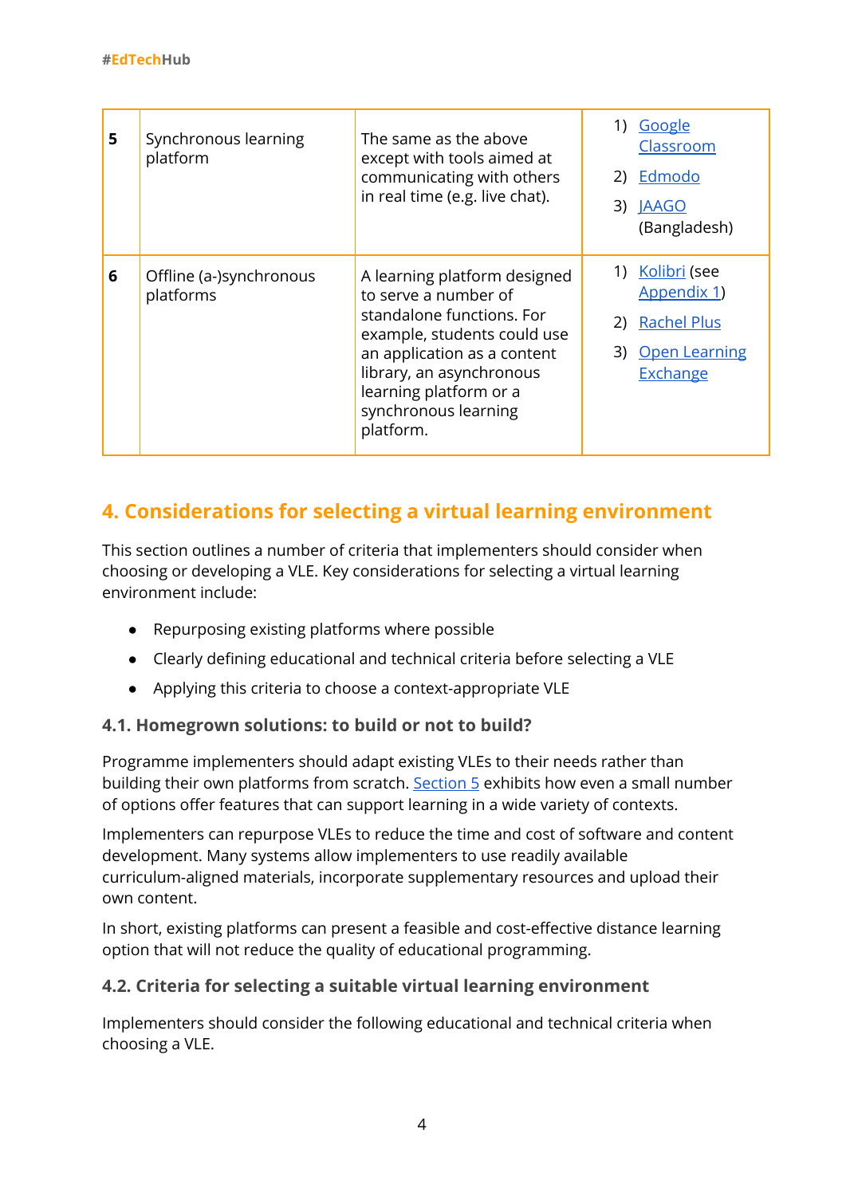| 5 | Synchronous learning platform | The same as the above except with tools aimed at communicating with others in real time (e.g. live chat). | 1) Google Classroom<br>2) Edmodo<br>3) JAAGO (Bangladesh) |
|---|---|---|---|
| 6 | Offline (a-)synchronous platforms | A learning platform designed to serve a number of standalone functions. For example, students could use an application as a content library, an asynchronous learning platform or a synchronous learning platform. | 1) Kolibri (see Appendix 1)<br>2) Rachel Plus<br>3) Open Learning Exchange |

## 4. Considerations for selecting a virtual learning environment

This section outlines a number of criteria that implementers should consider when choosing or developing a VLE. Key considerations for selecting a virtual learning environment include:

- Repurposing existing platforms where possible
- Clearly defining educational and technical criteria before selecting a VLE
- Applying this criteria to choose a context-appropriate VLE

### 4.1. Homegrown solutions: to build or not to build?

Programme implementers should adapt existing VLEs to their needs rather than building their own platforms from scratch. Section 5 exhibits how even a small number of options offer features that can support learning in a wide variety of contexts.

Implementers can repurpose VLEs to reduce the time and cost of software and content development. Many systems allow implementers to use readily available curriculum-aligned materials, incorporate supplementary resources and upload their own content.

In short, existing platforms can present a feasible and cost-effective distance learning option that will not reduce the quality of educational programming.

### 4.2. Criteria for selecting a suitable virtual learning environment

Implementers should consider the following educational and technical criteria when choosing a VLE.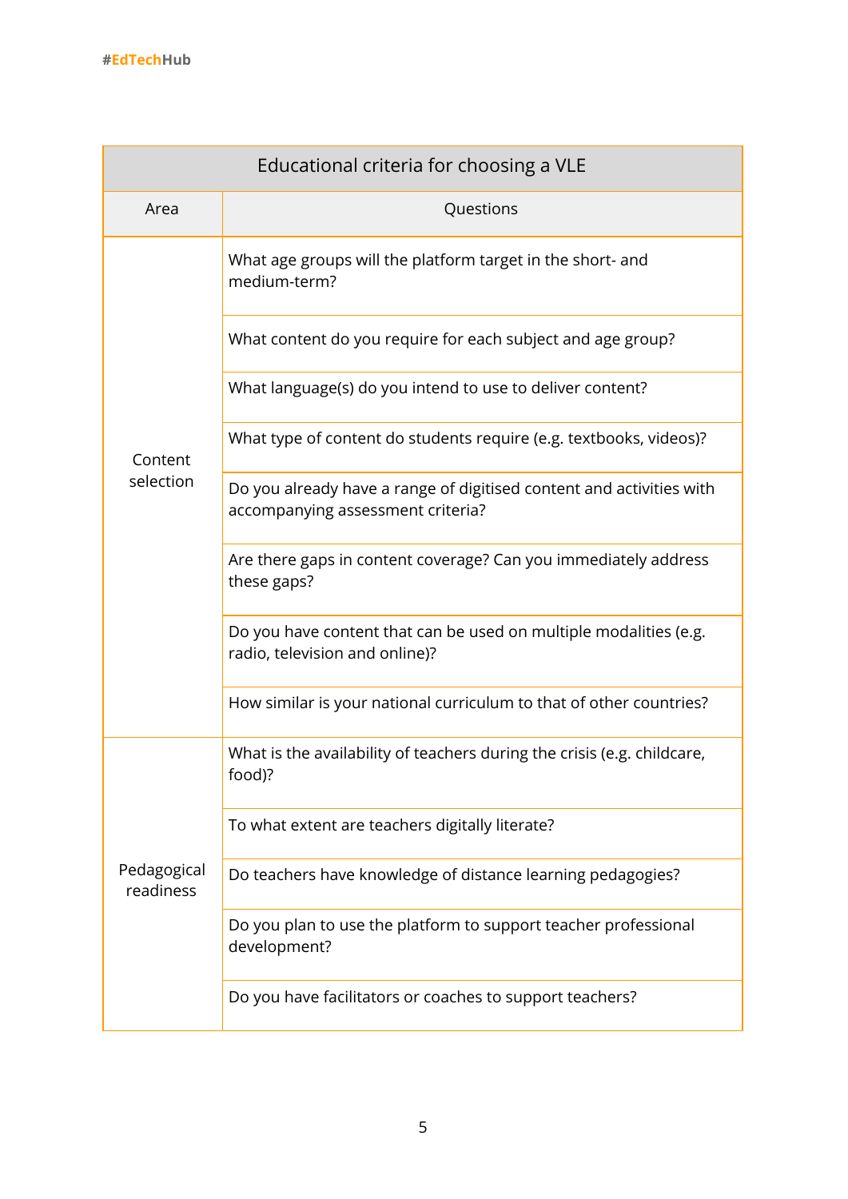| Educational criteria for choosing a VLE | |
|---|---|
| Area | Questions |
| Content selection | What age groups will the platform target in the short- and medium-term? |
| | What content do you require for each subject and age group? |
| | What language(s) do you intend to use to deliver content? |
| | What type of content do students require (e.g. textbooks, videos)? |
| | Do you already have a range of digitised content and activities with accompanying assessment criteria? |
| | Are there gaps in content coverage? Can you immediately address these gaps? |
| | Do you have content that can be used on multiple modalities (e.g. radio, television and online)? |
| | How similar is your national curriculum to that of other countries? |
| Pedagogical readiness | What is the availability of teachers during the crisis (e.g. childcare, food)? |
| | To what extent are teachers digitally literate? |
| | Do teachers have knowledge of distance learning pedagogies? |
| | Do you plan to use the platform to support teacher professional development? |
| | Do you have facilitators or coaches to support teachers? |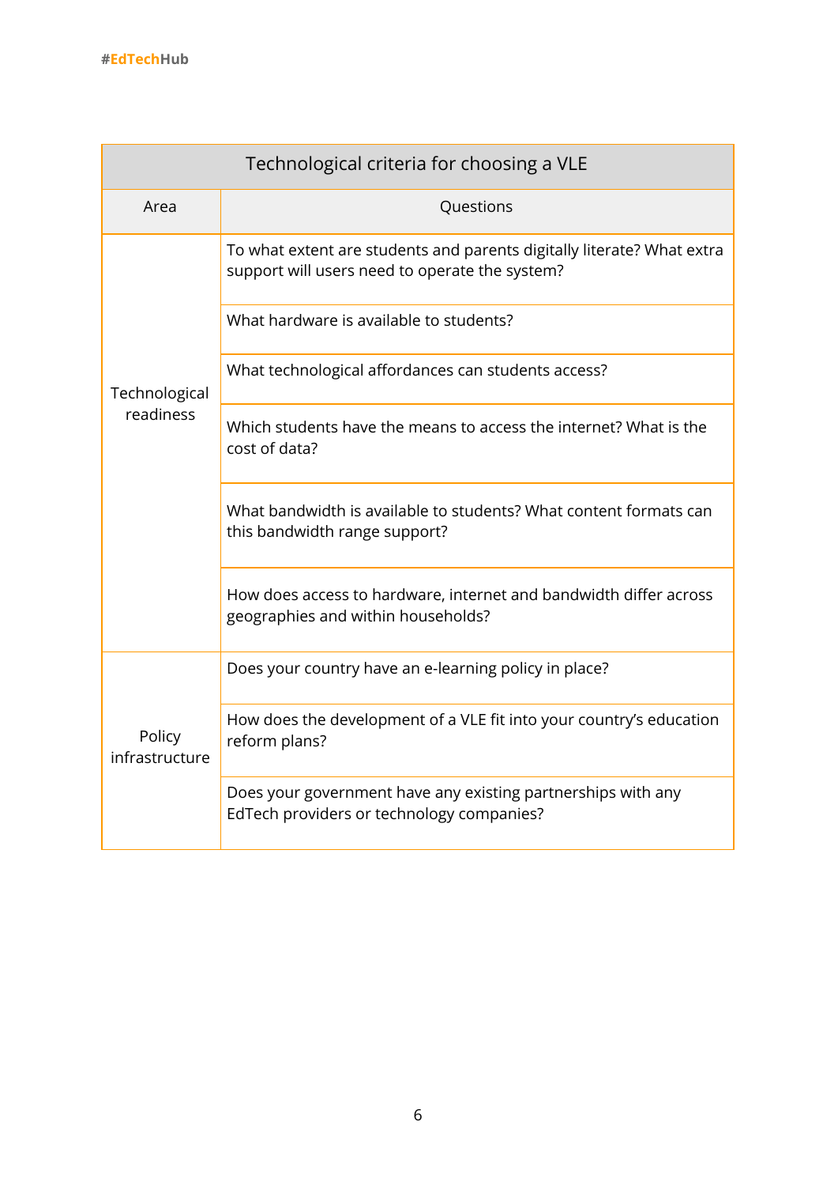| Technological criteria for choosing a VLE | |
|---|---|
| **Area** | **Questions** |
| Technological readiness | To what extent are students and parents digitally literate? What extra support will users need to operate the system? |
| | What hardware is available to students? |
| | What technological affordances can students access? |
| | Which students have the means to access the internet? What is the cost of data? |
| | What bandwidth is available to students? What content formats can this bandwidth range support? |
| | How does access to hardware, internet and bandwidth differ across geographies and within households? |
| Policy infrastructure | Does your country have an e-learning policy in place? |
| | How does the development of a VLE fit into your country's education reform plans? |
| | Does your government have any existing partnerships with any EdTech providers or technology companies? |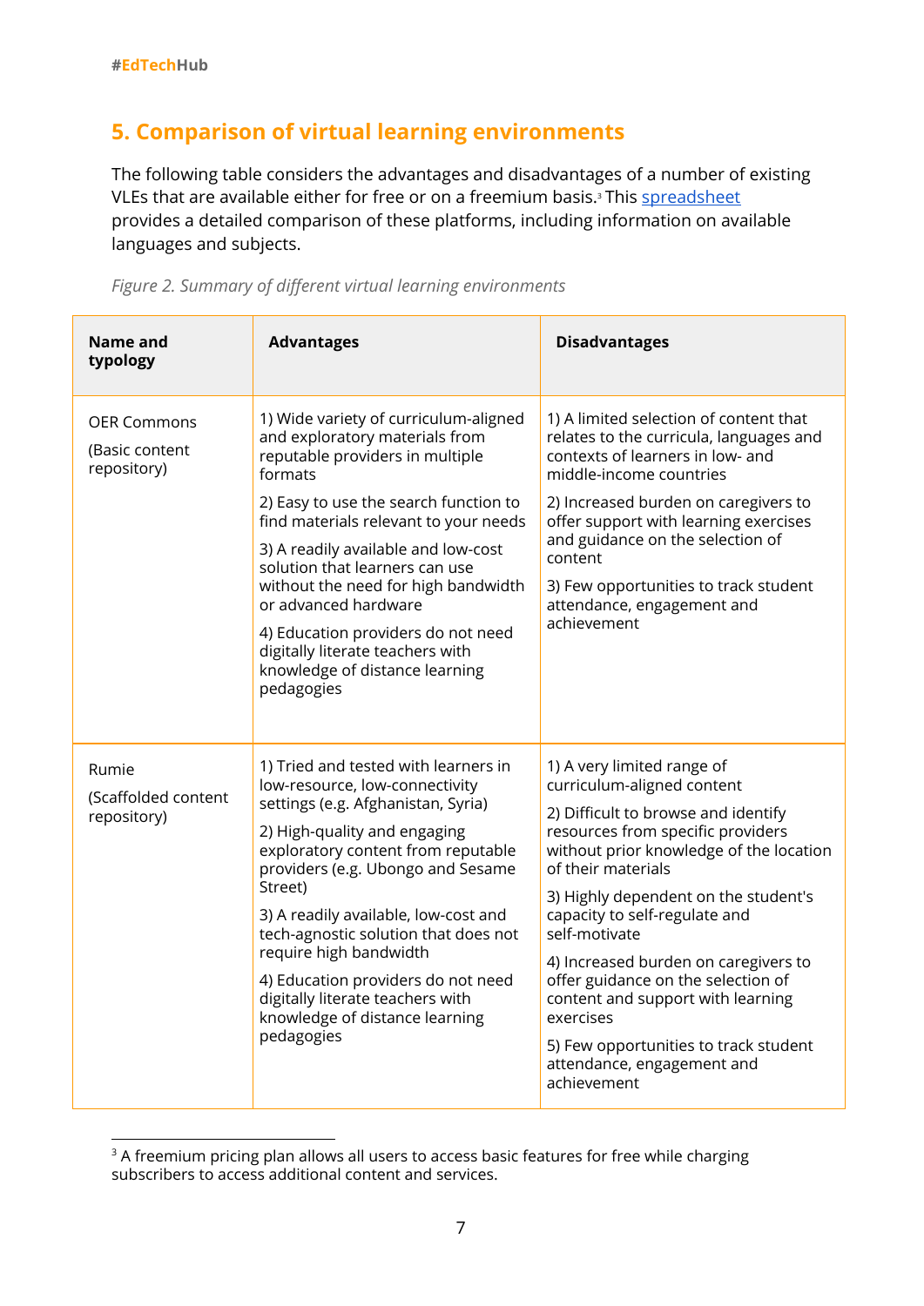## 5. Comparison of virtual learning environments

The following table considers the advantages and disadvantages of a number of existing VLEs that are available either for free or on a freemium basis.[3] This [spreadsheet](#) provides a detailed comparison of these platforms, including information on available languages and subjects.

*Figure 2. Summary of different virtual learning environments*

| Name and typology | Advantages | Disadvantages |
|---|---|---|
| OER Commons<br><br>(Basic content repository) | 1) Wide variety of curriculum-aligned and exploratory materials from reputable providers in multiple formats<br><br>2) Easy to use the search function to find materials relevant to your needs<br><br>3) A readily available and low-cost solution that learners can use without the need for high bandwidth or advanced hardware<br><br>4) Education providers do not need digitally literate teachers with knowledge of distance learning pedagogies | 1) A limited selection of content that relates to the curricula, languages and contexts of learners in low- and middle-income countries<br><br>2) Increased burden on caregivers to offer support with learning exercises and guidance on the selection of content<br><br>3) Few opportunities to track student attendance, engagement and achievement |
| Rumie<br><br>(Scaffolded content repository) | 1) Tried and tested with learners in low-resource, low-connectivity settings (e.g. Afghanistan, Syria)<br><br>2) High-quality and engaging exploratory content from reputable providers (e.g. Ubongo and Sesame Street)<br><br>3) A readily available, low-cost and tech-agnostic solution that does not require high bandwidth<br><br>4) Education providers do not need digitally literate teachers with knowledge of distance learning pedagogies | 1) A very limited range of curriculum-aligned content<br><br>2) Difficult to browse and identify resources from specific providers without prior knowledge of the location of their materials<br><br>3) Highly dependent on the student's capacity to self-regulate and self-motivate<br><br>4) Increased burden on caregivers to offer guidance on the selection of content and support with learning exercises<br><br>5) Few opportunities to track student attendance, engagement and achievement |

[3] A freemium pricing plan allows all users to access basic features for free while charging subscribers to access additional content and services.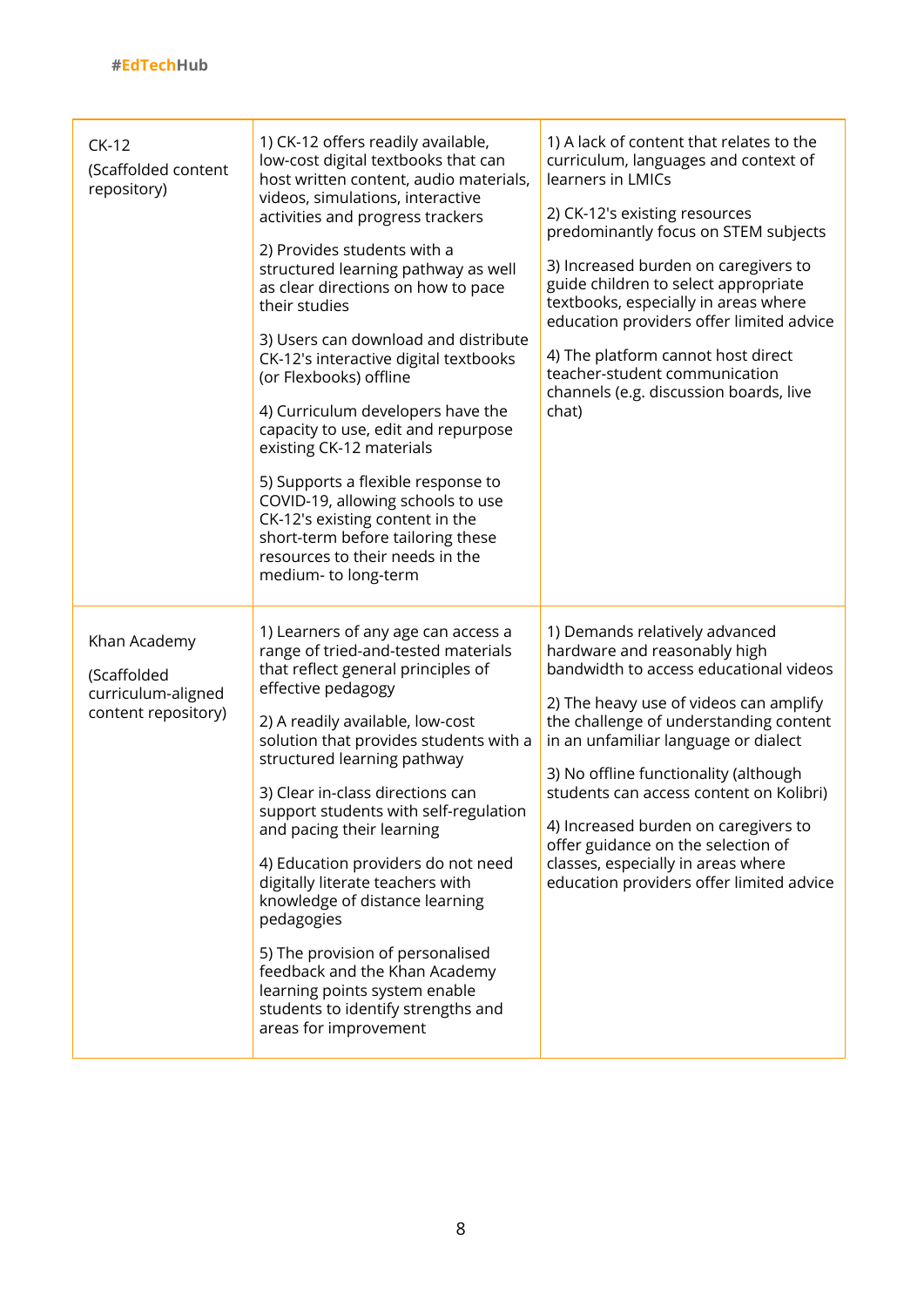| | | |
|---|---|---|
| CK-12 (Scaffolded content repository) | 1) CK-12 offers readily available, low-cost digital textbooks that can host written content, audio materials, videos, simulations, interactive activities and progress trackers<br><br>2) Provides students with a structured learning pathway as well as clear directions on how to pace their studies<br><br>3) Users can download and distribute CK-12's interactive digital textbooks (or Flexbooks) offline<br><br>4) Curriculum developers have the capacity to use, edit and repurpose existing CK-12 materials<br><br>5) Supports a flexible response to COVID-19, allowing schools to use CK-12's existing content in the short-term before tailoring these resources to their needs in the medium- to long-term | 1) A lack of content that relates to the curriculum, languages and context of learners in LMICs<br><br>2) CK-12's existing resources predominantly focus on STEM subjects<br><br>3) Increased burden on caregivers to guide children to select appropriate textbooks, especially in areas where education providers offer limited advice<br><br>4) The platform cannot host direct teacher-student communication channels (e.g. discussion boards, live chat) |
| Khan Academy (Scaffolded curriculum-aligned content repository) | 1) Learners of any age can access a range of tried-and-tested materials that reflect general principles of effective pedagogy<br><br>2) A readily available, low-cost solution that provides students with a structured learning pathway<br><br>3) Clear in-class directions can support students with self-regulation and pacing their learning<br><br>4) Education providers do not need digitally literate teachers with knowledge of distance learning pedagogies<br><br>5) The provision of personalised feedback and the Khan Academy learning points system enable students to identify strengths and areas for improvement | 1) Demands relatively advanced hardware and reasonably high bandwidth to access educational videos<br><br>2) The heavy use of videos can amplify the challenge of understanding content in an unfamiliar language or dialect<br><br>3) No offline functionality (although students can access content on Kolibri)<br><br>4) Increased burden on caregivers to offer guidance on the selection of classes, especially in areas where education providers offer limited advice |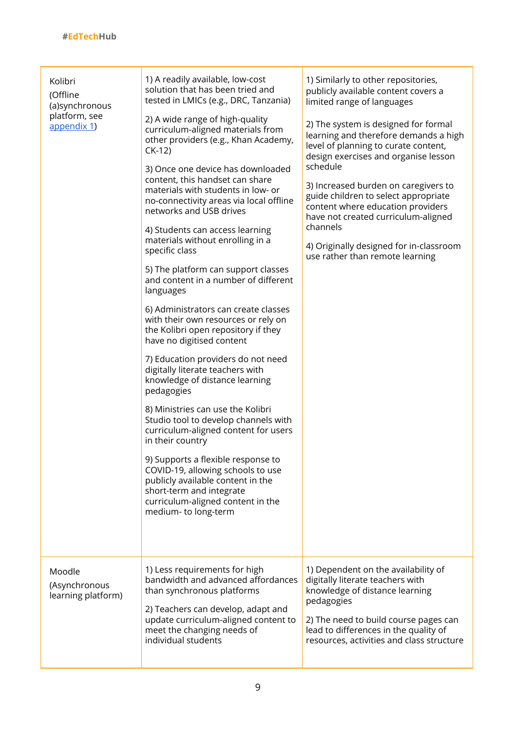| | | |
|---|---|---|
| Kolibri (Offline (a)synchronous platform, see appendix 1) | 1) A readily available, low-cost solution that has been tried and tested in LMICs (e.g., DRC, Tanzania)<br><br>2) A wide range of high-quality curriculum-aligned materials from other providers (e.g., Khan Academy, CK-12)<br><br>3) Once one device has downloaded content, this handset can share materials with students in low- or no-connectivity areas via local offline networks and USB drives<br><br>4) Students can access learning materials without enrolling in a specific class<br><br>5) The platform can support classes and content in a number of different languages<br><br>6) Administrators can create classes with their own resources or rely on the Kolibri open repository if they have no digitised content<br><br>7) Education providers do not need digitally literate teachers with knowledge of distance learning pedagogies<br><br>8) Ministries can use the Kolibri Studio tool to develop channels with curriculum-aligned content for users in their country<br><br>9) Supports a flexible response to COVID-19, allowing schools to use publicly available content in the short-term and integrate curriculum-aligned content in the medium- to long-term | 1) Similarly to other repositories, publicly available content covers a limited range of languages<br><br>2) The system is designed for formal learning and therefore demands a high level of planning to curate content, design exercises and organise lesson schedule<br><br>3) Increased burden on caregivers to guide children to select appropriate content where education providers have not created curriculum-aligned channels<br><br>4) Originally designed for in-classroom use rather than remote learning |
| Moodle (Asynchronous learning platform) | 1) Less requirements for high bandwidth and advanced affordances than synchronous platforms<br><br>2) Teachers can develop, adapt and update curriculum-aligned content to meet the changing needs of individual students | 1) Dependent on the availability of digitally literate teachers with knowledge of distance learning pedagogies<br><br>2) The need to build course pages can lead to differences in the quality of resources, activities and class structure |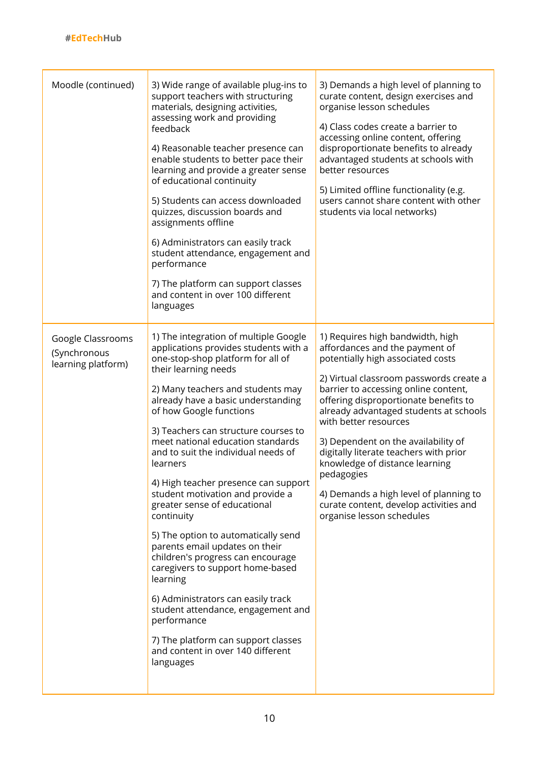| | | |
|---|---|---|
| Moodle (continued) | 3) Wide range of available plug-ins to support teachers with structuring materials, designing activities, assessing work and providing feedback<br><br>4) Reasonable teacher presence can enable students to better pace their learning and provide a greater sense of educational continuity<br><br>5) Students can access downloaded quizzes, discussion boards and assignments offline<br><br>6) Administrators can easily track student attendance, engagement and performance<br><br>7) The platform can support classes and content in over 100 different languages | 3) Demands a high level of planning to curate content, design exercises and organise lesson schedules<br><br>4) Class codes create a barrier to accessing online content, offering disproportionate benefits to already advantaged students at schools with better resources<br><br>5) Limited offline functionality (e.g. users cannot share content with other students via local networks) |
| Google Classrooms (Synchronous learning platform) | 1) The integration of multiple Google applications provides students with a one-stop-shop platform for all of their learning needs<br><br>2) Many teachers and students may already have a basic understanding of how Google functions<br><br>3) Teachers can structure courses to meet national education standards and to suit the individual needs of learners<br><br>4) High teacher presence can support student motivation and provide a greater sense of educational continuity<br><br>5) The option to automatically send parents email updates on their children's progress can encourage caregivers to support home-based learning<br><br>6) Administrators can easily track student attendance, engagement and performance<br><br>7) The platform can support classes and content in over 140 different languages | 1) Requires high bandwidth, high affordances and the payment of potentially high associated costs<br><br>2) Virtual classroom passwords create a barrier to accessing online content, offering disproportionate benefits to already advantaged students at schools with better resources<br><br>3) Dependent on the availability of digitally literate teachers with prior knowledge of distance learning pedagogies<br><br>4) Demands a high level of planning to curate content, develop activities and organise lesson schedules |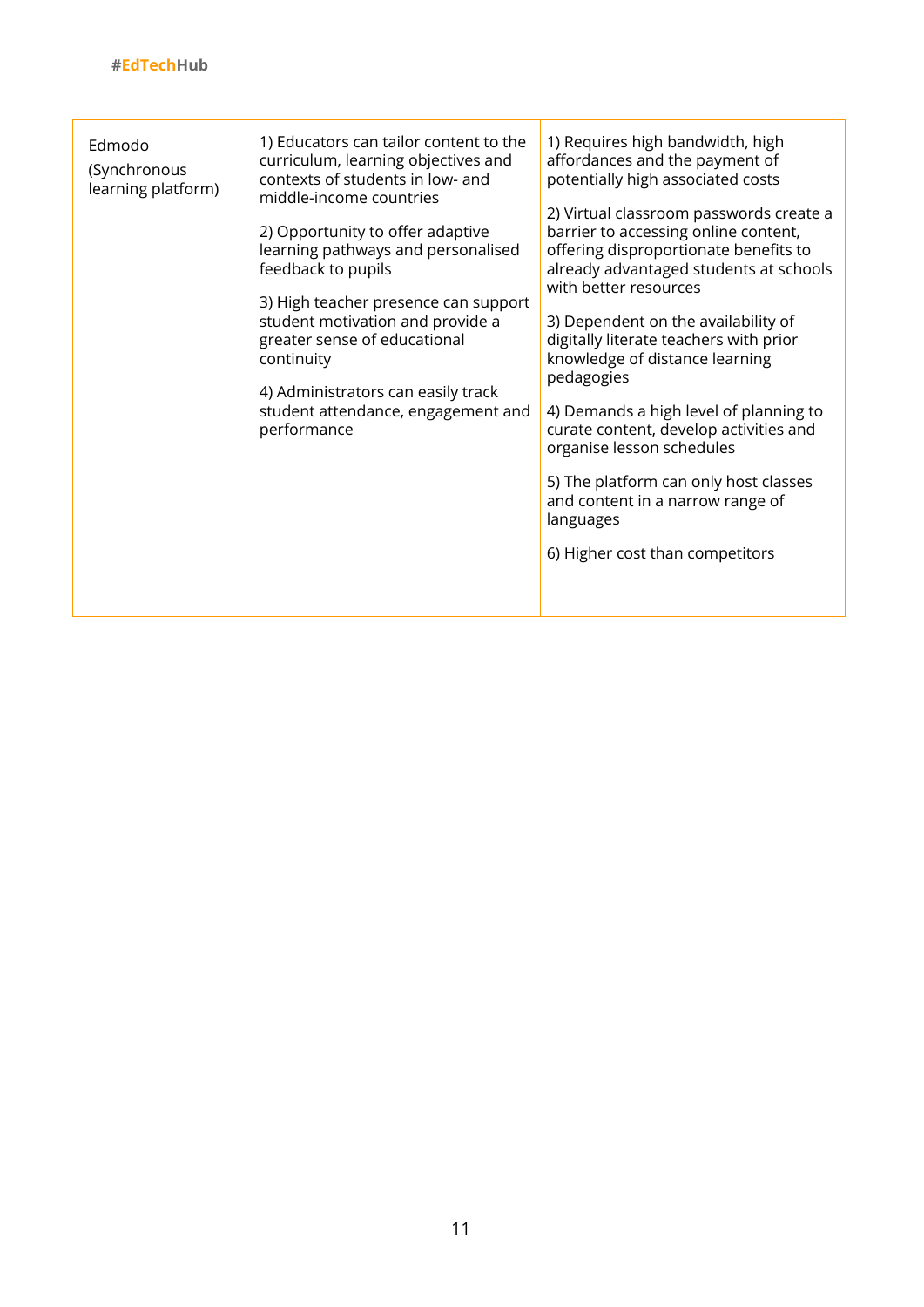| | | |
|---|---|---|
| Edmodo (Synchronous learning platform) | 1) Educators can tailor content to the curriculum, learning objectives and contexts of students in low- and middle-income countries<br><br>2) Opportunity to offer adaptive learning pathways and personalised feedback to pupils<br><br>3) High teacher presence can support student motivation and provide a greater sense of educational continuity<br><br>4) Administrators can easily track student attendance, engagement and performance | 1) Requires high bandwidth, high affordances and the payment of potentially high associated costs<br><br>2) Virtual classroom passwords create a barrier to accessing online content, offering disproportionate benefits to already advantaged students at schools with better resources<br><br>3) Dependent on the availability of digitally literate teachers with prior knowledge of distance learning pedagogies<br><br>4) Demands a high level of planning to curate content, develop activities and organise lesson schedules<br><br>5) The platform can only host classes and content in a narrow range of languages<br><br>6) Higher cost than competitors |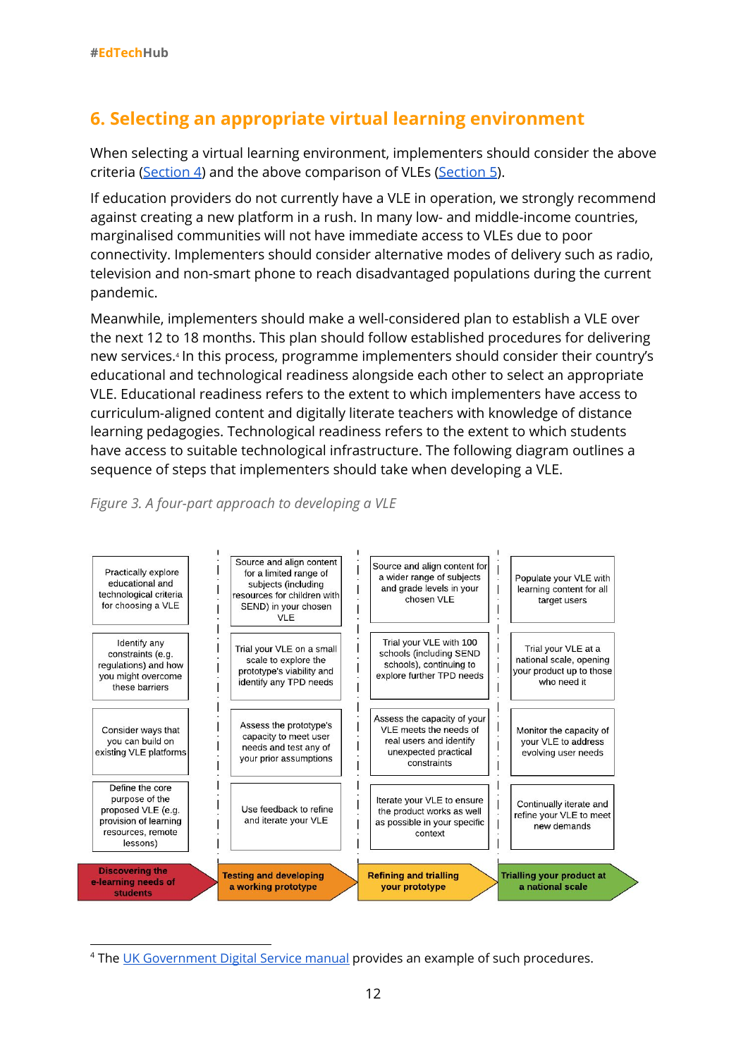## 6. Selecting an appropriate virtual learning environment

When selecting a virtual learning environment, implementers should consider the above criteria (Section 4) and the above comparison of VLEs (Section 5).

If education providers do not currently have a VLE in operation, we strongly recommend against creating a new platform in a rush. In many low- and middle-income countries, marginalised communities will not have immediate access to VLEs due to poor connectivity. Implementers should consider alternative modes of delivery such as radio, television and non-smart phone to reach disadvantaged populations during the current pandemic.

Meanwhile, implementers should make a well-considered plan to establish a VLE over the next 12 to 18 months. This plan should follow established procedures for delivering new services.[4] In this process, programme implementers should consider their country's educational and technological readiness alongside each other to select an appropriate VLE. Educational readiness refers to the extent to which implementers have access to curriculum-aligned content and digitally literate teachers with knowledge of distance learning pedagogies. Technological readiness refers to the extent to which students have access to suitable technological infrastructure. The following diagram outlines a sequence of steps that implementers should take when developing a VLE.

*Figure 3. A four-part approach to developing a VLE*

| Discovering the e-learning needs of students | Testing and developing a working prototype | Refining and trialling your prototype | Trialling your product at a national scale |
|---|---|---|---|
| Practically explore educational and technological criteria for choosing a VLE | Source and align content for a limited range of subjects (including resources for children with SEND) in your chosen VLE | Source and align content for a wider range of subjects and grade levels in your chosen VLE | Populate your VLE with learning content for all target users |
| Identify any constraints (e.g. regulations) and how you might overcome these barriers | Trial your VLE on a small scale to explore the prototype's viability and identify any TPD needs | Trial your VLE with 100 schools (including SEND schools), continuing to explore further TPD needs | Trial your VLE at a national scale, opening your product up to those who need it |
| Consider ways that you can build on existing VLE platforms | Assess the prototype's capacity to meet user needs and test any of your prior assumptions | Assess the capacity of your VLE meets the needs of real users and identify unexpected practical constraints | Monitor the capacity of your VLE to address evolving user needs |
| Define the core purpose of the proposed VLE (e.g. provision of learning resources, remote lessons) | Use feedback to refine and iterate your VLE | Iterate your VLE to ensure the product works as well as possible in your specific context | Continually iterate and refine your VLE to meet new demands |

[4] The UK Government Digital Service manual provides an example of such procedures.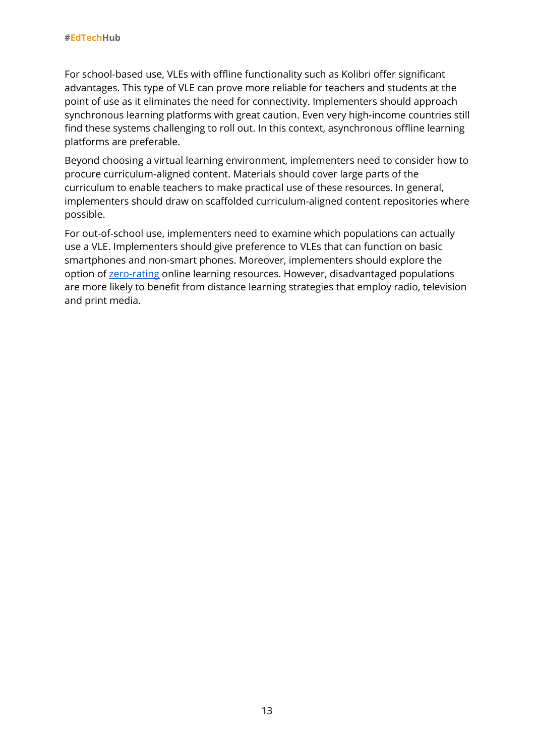For school-based use, VLEs with offline functionality such as Kolibri offer significant advantages. This type of VLE can prove more reliable for teachers and students at the point of use as it eliminates the need for connectivity. Implementers should approach synchronous learning platforms with great caution. Even very high-income countries still find these systems challenging to roll out. In this context, asynchronous offline learning platforms are preferable.

Beyond choosing a virtual learning environment, implementers need to consider how to procure curriculum-aligned content. Materials should cover large parts of the curriculum to enable teachers to make practical use of these resources. In general, implementers should draw on scaffolded curriculum-aligned content repositories where possible.

For out-of-school use, implementers need to examine which populations can actually use a VLE. Implementers should give preference to VLEs that can function on basic smartphones and non-smart phones. Moreover, implementers should explore the option of zero-rating online learning resources. However, disadvantaged populations are more likely to benefit from distance learning strategies that employ radio, television and print media.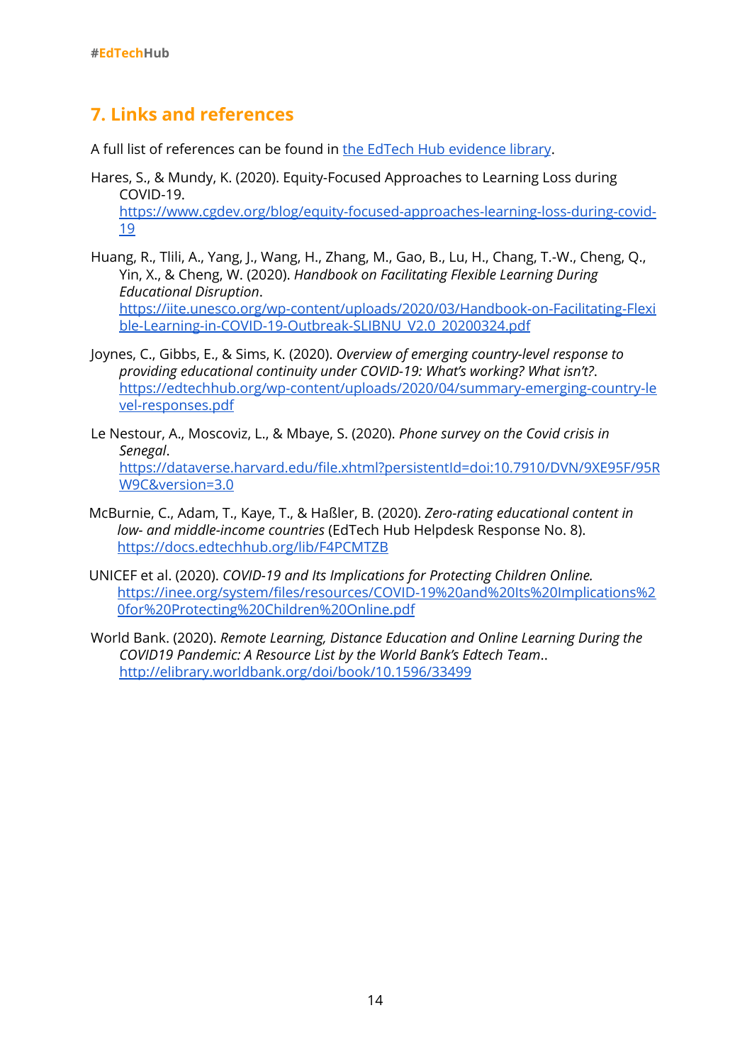## 7. Links and references

A full list of references can be found in [the EdTech Hub evidence library](the EdTech Hub evidence library).

Hares, S., & Mundy, K. (2020). Equity-Focused Approaches to Learning Loss during COVID-19. https://www.cgdev.org/blog/equity-focused-approaches-learning-loss-during-covid-19

Huang, R., Tlili, A., Yang, J., Wang, H., Zhang, M., Gao, B., Lu, H., Chang, T.-W., Cheng, Q., Yin, X., & Cheng, W. (2020). *Handbook on Facilitating Flexible Learning During Educational Disruption*. https://iite.unesco.org/wp-content/uploads/2020/03/Handbook-on-Facilitating-Flexible-Learning-in-COVID-19-Outbreak-SLIBNU_V2.0_20200324.pdf

Joynes, C., Gibbs, E., & Sims, K. (2020). *Overview of emerging country-level response to providing educational continuity under COVID-19: What's working? What isn't?*. https://edtechhub.org/wp-content/uploads/2020/04/summary-emerging-country-level-responses.pdf

Le Nestour, A., Moscoviz, L., & Mbaye, S. (2020). *Phone survey on the Covid crisis in Senegal*. https://dataverse.harvard.edu/file.xhtml?persistentId=doi:10.7910/DVN/9XE95F/95RW9C&version=3.0

McBurnie, C., Adam, T., Kaye, T., & Haßler, B. (2020). *Zero-rating educational content in low- and middle-income countries* (EdTech Hub Helpdesk Response No. 8). https://docs.edtechhub.org/lib/F4PCMTZB

UNICEF et al. (2020). *COVID-19 and Its Implications for Protecting Children Online.* https://inee.org/system/files/resources/COVID-19%20and%20Its%20Implications%20for%20Protecting%20Children%20Online.pdf

World Bank. (2020). *Remote Learning, Distance Education and Online Learning During the COVID19 Pandemic: A Resource List by the World Bank's Edtech Team*.. http://elibrary.worldbank.org/doi/book/10.1596/33499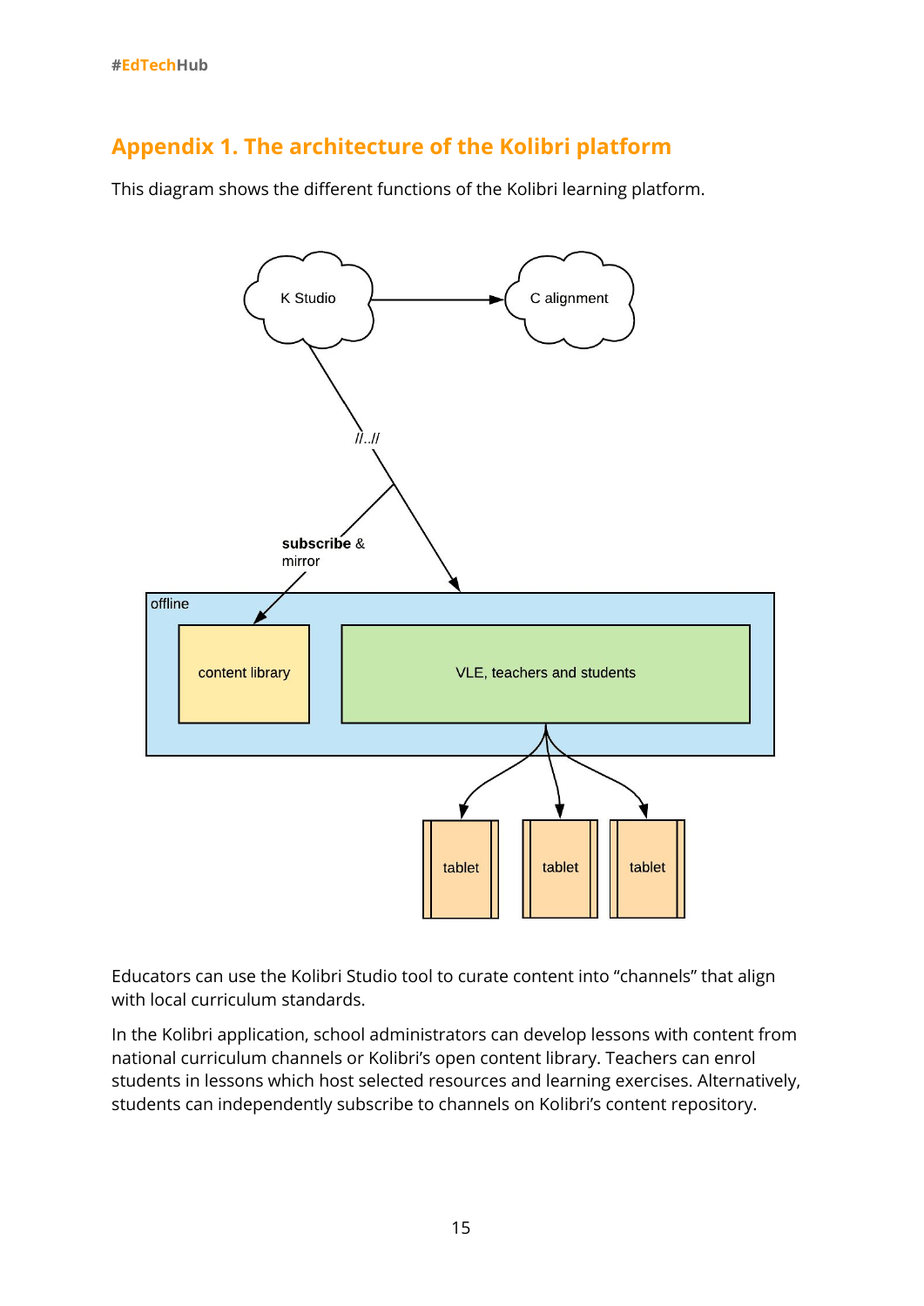# Appendix 1. The architecture of the Kolibri platform

This diagram shows the different functions of the Kolibri learning platform.

K Studio

C alignment

//..//

**subscribe** & mirror

offline

content library

VLE, teachers and students

tablet

tablet

tablet

Educators can use the Kolibri Studio tool to curate content into “channels” that align with local curriculum standards.

In the Kolibri application, school administrators can develop lessons with content from national curriculum channels or Kolibri’s open content library. Teachers can enrol students in lessons which host selected resources and learning exercises. Alternatively, students can independently subscribe to channels on Kolibri’s content repository.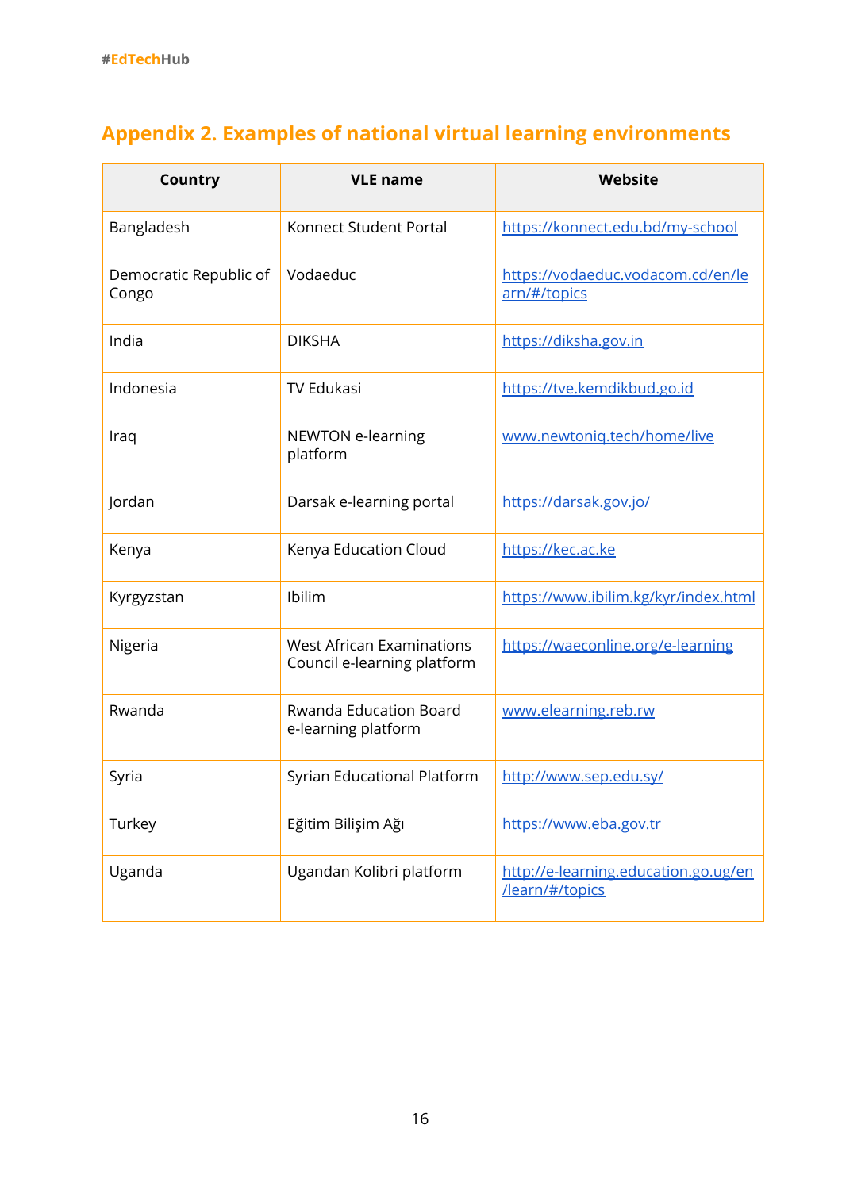## Appendix 2. Examples of national virtual learning environments

| Country | VLE name | Website |
|---|---|---|
| Bangladesh | Konnect Student Portal | https://konnect.edu.bd/my-school |
| Democratic Republic of Congo | Vodaeduc | https://vodaeduc.vodacom.cd/en/learn/#/topics |
| India | DIKSHA | https://diksha.gov.in |
| Indonesia | TV Edukasi | https://tve.kemdikbud.go.id |
| Iraq | NEWTON e-learning platform | www.newtoniq.tech/home/live |
| Jordan | Darsak e-learning portal | https://darsak.gov.jo/ |
| Kenya | Kenya Education Cloud | https://kec.ac.ke |
| Kyrgyzstan | Ibilim | https://www.ibilim.kg/kyr/index.html |
| Nigeria | West African Examinations Council e-learning platform | https://waeconline.org/e-learning |
| Rwanda | Rwanda Education Board e-learning platform | www.elearning.reb.rw |
| Syria | Syrian Educational Platform | http://www.sep.edu.sy/ |
| Turkey | Eğitim Bilişim Ağı | https://www.eba.gov.tr |
| Uganda | Ugandan Kolibri platform | http://e-learning.education.go.ug/en/learn/#/topics |